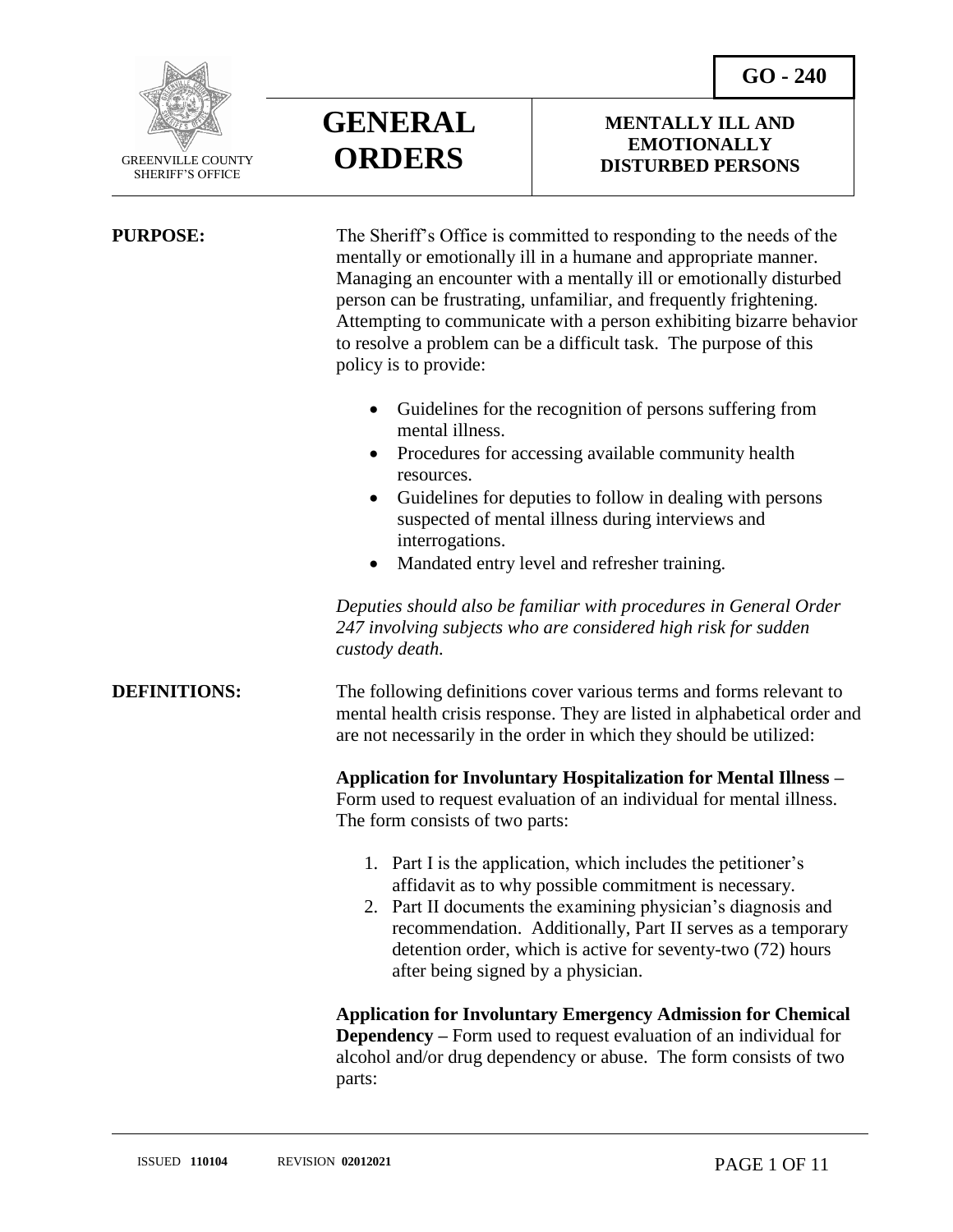**GO - 240**

GREENVILLE COUNTY SHERIFF'S OFFICE

# GENERAL ORDERS

## MENTALLY ILL AND EMOTIONALLY DISTURBED PERSONS

**PURPOSE:**

The Sheriff's Office is committed to responding to the needs of the mentally or emotionally ill in a humane and appropriate manner. Managing an encounter with a mentally ill or emotionally disturbed person can be frustrating, unfamiliar, and frequently frightening. Attempting to communicate with a person exhibiting bizarre behavior to resolve a problem can be a difficult task. The purpose of this policy is to provide:

- Guidelines for the recognition of persons suffering from mental illness.
- Procedures for accessing available community health resources.
- Guidelines for deputies to follow in dealing with persons suspected of mental illness during interviews and interrogations.
- Mandated entry level and refresher training.

*Deputies should also be familiar with procedures in General Order 247 involving subjects who are considered high risk for sudden custody death.*

**DEFINITIONS:**

The following definitions cover various terms and forms relevant to mental health crisis response. They are listed in alphabetical order and are not necessarily in the order in which they should be utilized:

**Application for Involuntary Hospitalization for Mental Illness –** Form used to request evaluation of an individual for mental illness. The form consists of two parts:

1. Part I is the application, which includes the petitioner's affidavit as to why possible commitment is necessary.
2. Part II documents the examining physician's diagnosis and recommendation. Additionally, Part II serves as a temporary detention order, which is active for seventy-two (72) hours after being signed by a physician.

**Application for Involuntary Emergency Admission for Chemical Dependency –** Form used to request evaluation of an individual for alcohol and/or drug dependency or abuse. The form consists of two parts:

ISSUED **110104** REVISION **02012021**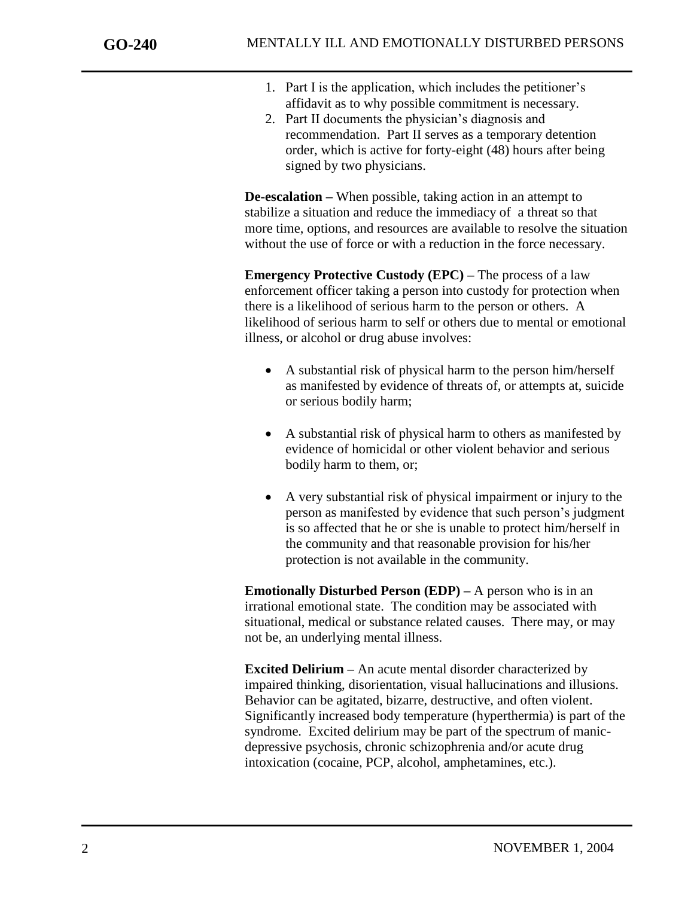1. Part I is the application, which includes the petitioner's affidavit as to why possible commitment is necessary.
2. Part II documents the physician's diagnosis and recommendation. Part II serves as a temporary detention order, which is active for forty-eight (48) hours after being signed by two physicians.

**De-escalation –** When possible, taking action in an attempt to stabilize a situation and reduce the immediacy of a threat so that more time, options, and resources are available to resolve the situation without the use of force or with a reduction in the force necessary.

**Emergency Protective Custody (EPC) –** The process of a law enforcement officer taking a person into custody for protection when there is a likelihood of serious harm to the person or others. A likelihood of serious harm to self or others due to mental or emotional illness, or alcohol or drug abuse involves:

- A substantial risk of physical harm to the person him/herself as manifested by evidence of threats of, or attempts at, suicide or serious bodily harm;
- A substantial risk of physical harm to others as manifested by evidence of homicidal or other violent behavior and serious bodily harm to them, or;
- A very substantial risk of physical impairment or injury to the person as manifested by evidence that such person's judgment is so affected that he or she is unable to protect him/herself in the community and that reasonable provision for his/her protection is not available in the community.

**Emotionally Disturbed Person (EDP) –** A person who is in an irrational emotional state. The condition may be associated with situational, medical or substance related causes. There may, or may not be, an underlying mental illness.

**Excited Delirium –** An acute mental disorder characterized by impaired thinking, disorientation, visual hallucinations and illusions. Behavior can be agitated, bizarre, destructive, and often violent. Significantly increased body temperature (hyperthermia) is part of the syndrome. Excited delirium may be part of the spectrum of manic-depressive psychosis, chronic schizophrenia and/or acute drug intoxication (cocaine, PCP, alcohol, amphetamines, etc.).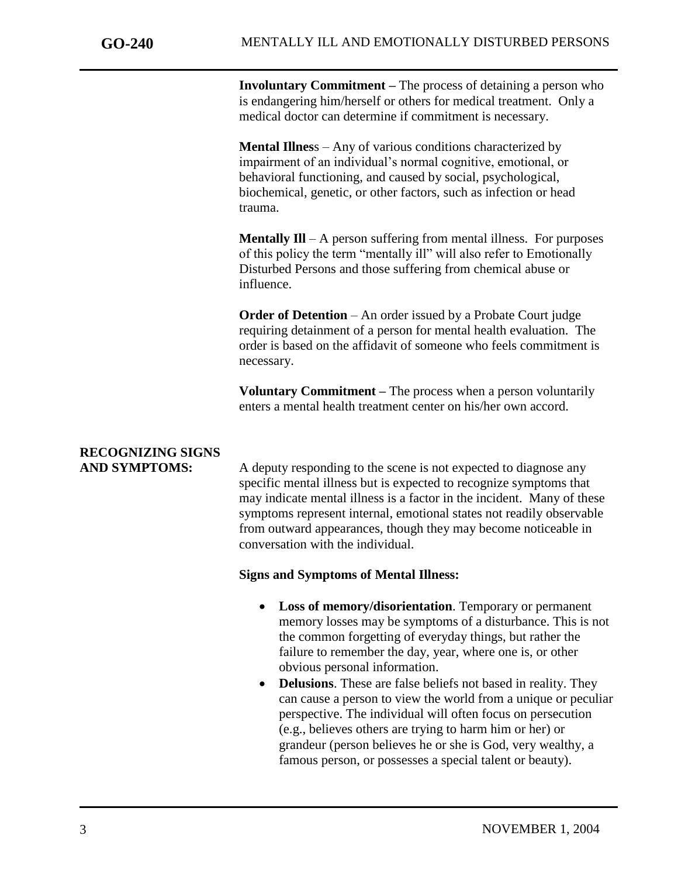**Involuntary Commitment –** The process of detaining a person who is endangering him/herself or others for medical treatment. Only a medical doctor can determine if commitment is necessary.

**Mental Illness** – Any of various conditions characterized by impairment of an individual's normal cognitive, emotional, or behavioral functioning, and caused by social, psychological, biochemical, genetic, or other factors, such as infection or head trauma.

**Mentally Ill** – A person suffering from mental illness. For purposes of this policy the term "mentally ill" will also refer to Emotionally Disturbed Persons and those suffering from chemical abuse or influence.

**Order of Detention** – An order issued by a Probate Court judge requiring detainment of a person for mental health evaluation. The order is based on the affidavit of someone who feels commitment is necessary.

**Voluntary Commitment –** The process when a person voluntarily enters a mental health treatment center on his/her own accord.

## RECOGNIZING SIGNS AND SYMPTOMS:

A deputy responding to the scene is not expected to diagnose any specific mental illness but is expected to recognize symptoms that may indicate mental illness is a factor in the incident. Many of these symptoms represent internal, emotional states not readily observable from outward appearances, though they may become noticeable in conversation with the individual.

**Signs and Symptoms of Mental Illness:**

- **Loss of memory/disorientation**. Temporary or permanent memory losses may be symptoms of a disturbance. This is not the common forgetting of everyday things, but rather the failure to remember the day, year, where one is, or other obvious personal information.
- **Delusions**. These are false beliefs not based in reality. They can cause a person to view the world from a unique or peculiar perspective. The individual will often focus on persecution (e.g., believes others are trying to harm him or her) or grandeur (person believes he or she is God, very wealthy, a famous person, or possesses a special talent or beauty).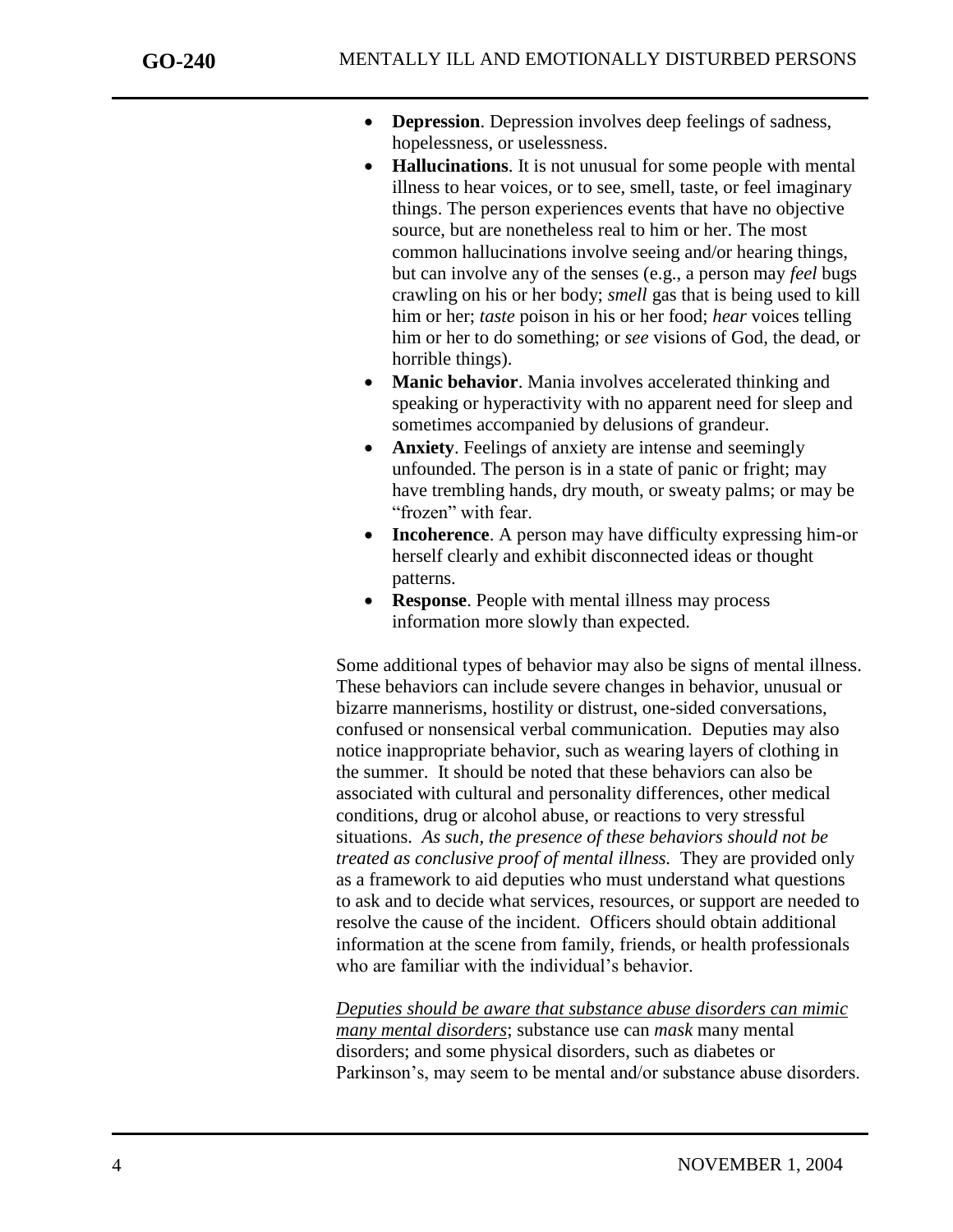- **Depression**. Depression involves deep feelings of sadness, hopelessness, or uselessness.
- **Hallucinations**. It is not unusual for some people with mental illness to hear voices, or to see, smell, taste, or feel imaginary things. The person experiences events that have no objective source, but are nonetheless real to him or her. The most common hallucinations involve seeing and/or hearing things, but can involve any of the senses (e.g., a person may *feel* bugs crawling on his or her body; *smell* gas that is being used to kill him or her; *taste* poison in his or her food; *hear* voices telling him or her to do something; or *see* visions of God, the dead, or horrible things).
- **Manic behavior**. Mania involves accelerated thinking and speaking or hyperactivity with no apparent need for sleep and sometimes accompanied by delusions of grandeur.
- **Anxiety**. Feelings of anxiety are intense and seemingly unfounded. The person is in a state of panic or fright; may have trembling hands, dry mouth, or sweaty palms; or may be "frozen" with fear.
- **Incoherence**. A person may have difficulty expressing him-or herself clearly and exhibit disconnected ideas or thought patterns.
- **Response**. People with mental illness may process information more slowly than expected.

Some additional types of behavior may also be signs of mental illness. These behaviors can include severe changes in behavior, unusual or bizarre mannerisms, hostility or distrust, one-sided conversations, confused or nonsensical verbal communication. Deputies may also notice inappropriate behavior, such as wearing layers of clothing in the summer. It should be noted that these behaviors can also be associated with cultural and personality differences, other medical conditions, drug or alcohol abuse, or reactions to very stressful situations. *As such, the presence of these behaviors should not be treated as conclusive proof of mental illness.* They are provided only as a framework to aid deputies who must understand what questions to ask and to decide what services, resources, or support are needed to resolve the cause of the incident. Officers should obtain additional information at the scene from family, friends, or health professionals who are familiar with the individual's behavior.

<u>*Deputies should be aware that substance abuse disorders can mimic many mental disorders*</u>; substance use can *mask* many mental disorders; and some physical disorders, such as diabetes or Parkinson's, may seem to be mental and/or substance abuse disorders.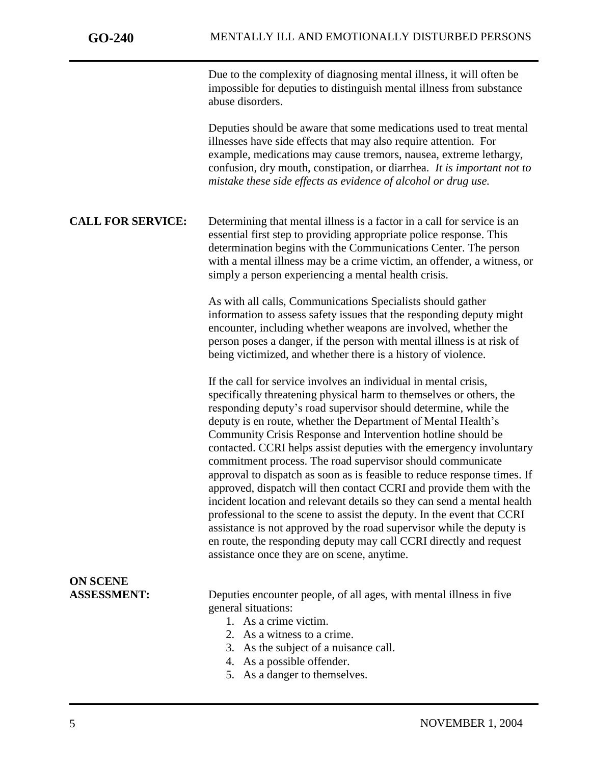Due to the complexity of diagnosing mental illness, it will often be impossible for deputies to distinguish mental illness from substance abuse disorders.

Deputies should be aware that some medications used to treat mental illnesses have side effects that may also require attention. For example, medications may cause tremors, nausea, extreme lethargy, confusion, dry mouth, constipation, or diarrhea. *It is important not to mistake these side effects as evidence of alcohol or drug use.*

**CALL FOR SERVICE:**

Determining that mental illness is a factor in a call for service is an essential first step to providing appropriate police response. This determination begins with the Communications Center. The person with a mental illness may be a crime victim, an offender, a witness, or simply a person experiencing a mental health crisis.

As with all calls, Communications Specialists should gather information to assess safety issues that the responding deputy might encounter, including whether weapons are involved, whether the person poses a danger, if the person with mental illness is at risk of being victimized, and whether there is a history of violence.

If the call for service involves an individual in mental crisis, specifically threatening physical harm to themselves or others, the responding deputy's road supervisor should determine, while the deputy is en route, whether the Department of Mental Health's Community Crisis Response and Intervention hotline should be contacted. CCRI helps assist deputies with the emergency involuntary commitment process. The road supervisor should communicate approval to dispatch as soon as is feasible to reduce response times. If approved, dispatch will then contact CCRI and provide them with the incident location and relevant details so they can send a mental health professional to the scene to assist the deputy. In the event that CCRI assistance is not approved by the road supervisor while the deputy is en route, the responding deputy may call CCRI directly and request assistance once they are on scene, anytime.

**ON SCENE ASSESSMENT:**

Deputies encounter people, of all ages, with mental illness in five general situations:

1. As a crime victim.
2. As a witness to a crime.
3. As the subject of a nuisance call.
4. As a possible offender.
5. As a danger to themselves.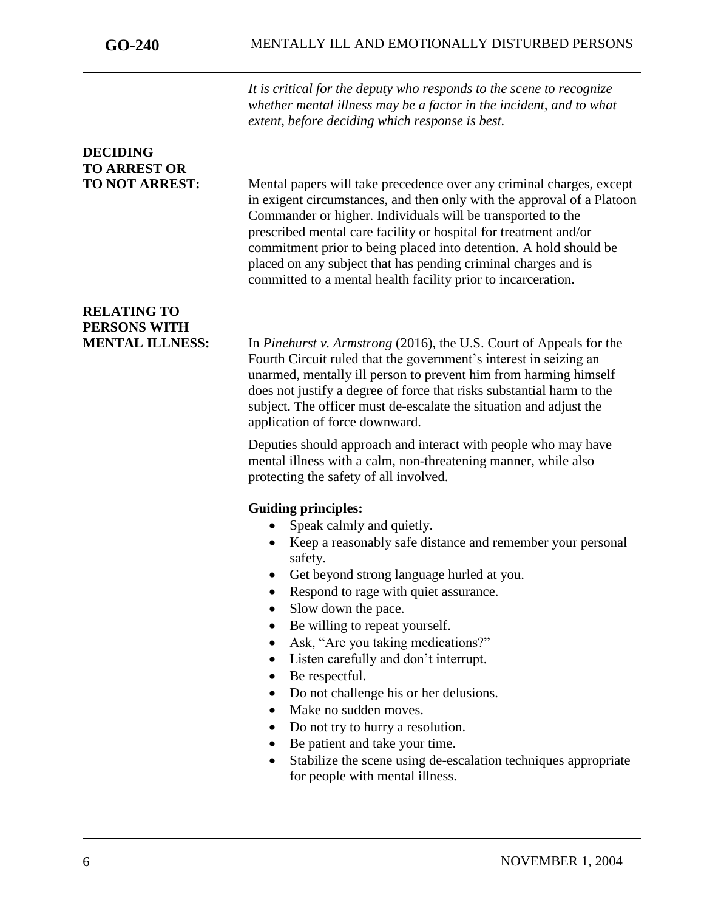*It is critical for the deputy who responds to the scene to recognize whether mental illness may be a factor in the incident, and to what extent, before deciding which response is best.*

**DECIDING TO ARREST OR TO NOT ARREST:**

Mental papers will take precedence over any criminal charges, except in exigent circumstances, and then only with the approval of a Platoon Commander or higher. Individuals will be transported to the prescribed mental care facility or hospital for treatment and/or commitment prior to being placed into detention. A hold should be placed on any subject that has pending criminal charges and is committed to a mental health facility prior to incarceration.

**RELATING TO PERSONS WITH MENTAL ILLNESS:**

In *Pinehurst v. Armstrong* (2016), the U.S. Court of Appeals for the Fourth Circuit ruled that the government's interest in seizing an unarmed, mentally ill person to prevent him from harming himself does not justify a degree of force that risks substantial harm to the subject. The officer must de-escalate the situation and adjust the application of force downward.

Deputies should approach and interact with people who may have mental illness with a calm, non-threatening manner, while also protecting the safety of all involved.

**Guiding principles:**

- Speak calmly and quietly.
- Keep a reasonably safe distance and remember your personal safety.
- Get beyond strong language hurled at you.
- Respond to rage with quiet assurance.
- Slow down the pace.
- Be willing to repeat yourself.
- Ask, "Are you taking medications?"
- Listen carefully and don't interrupt.
- Be respectful.
- Do not challenge his or her delusions.
- Make no sudden moves.
- Do not try to hurry a resolution.
- Be patient and take your time.
- Stabilize the scene using de-escalation techniques appropriate for people with mental illness.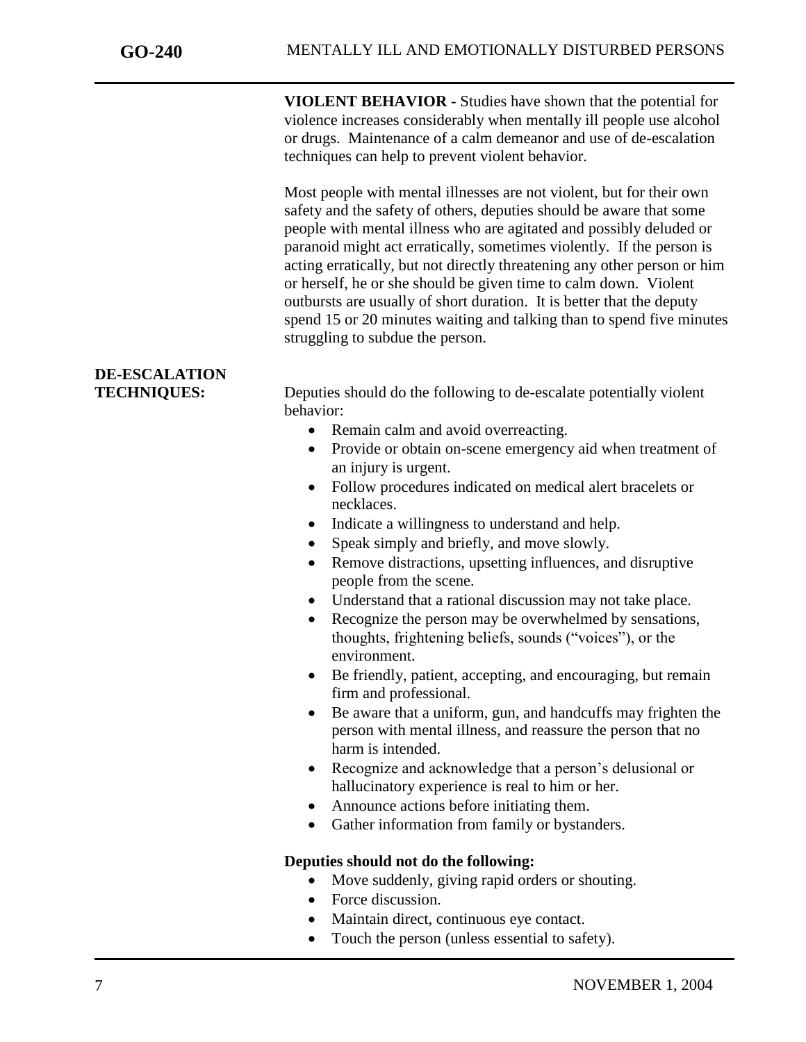**VIOLENT BEHAVIOR -** Studies have shown that the potential for violence increases considerably when mentally ill people use alcohol or drugs. Maintenance of a calm demeanor and use of de-escalation techniques can help to prevent violent behavior.

Most people with mental illnesses are not violent, but for their own safety and the safety of others, deputies should be aware that some people with mental illness who are agitated and possibly deluded or paranoid might act erratically, sometimes violently. If the person is acting erratically, but not directly threatening any other person or him or herself, he or she should be given time to calm down. Violent outbursts are usually of short duration. It is better that the deputy spend 15 or 20 minutes waiting and talking than to spend five minutes struggling to subdue the person.

**DE-ESCALATION TECHNIQUES:**

Deputies should do the following to de-escalate potentially violent behavior:

- Remain calm and avoid overreacting.
- Provide or obtain on-scene emergency aid when treatment of an injury is urgent.
- Follow procedures indicated on medical alert bracelets or necklaces.
- Indicate a willingness to understand and help.
- Speak simply and briefly, and move slowly.
- Remove distractions, upsetting influences, and disruptive people from the scene.
- Understand that a rational discussion may not take place.
- Recognize the person may be overwhelmed by sensations, thoughts, frightening beliefs, sounds ("voices"), or the environment.
- Be friendly, patient, accepting, and encouraging, but remain firm and professional.
- Be aware that a uniform, gun, and handcuffs may frighten the person with mental illness, and reassure the person that no harm is intended.
- Recognize and acknowledge that a person's delusional or hallucinatory experience is real to him or her.
- Announce actions before initiating them.
- Gather information from family or bystanders.

**Deputies should not do the following:**

- Move suddenly, giving rapid orders or shouting.
- Force discussion.
- Maintain direct, continuous eye contact.
- Touch the person (unless essential to safety).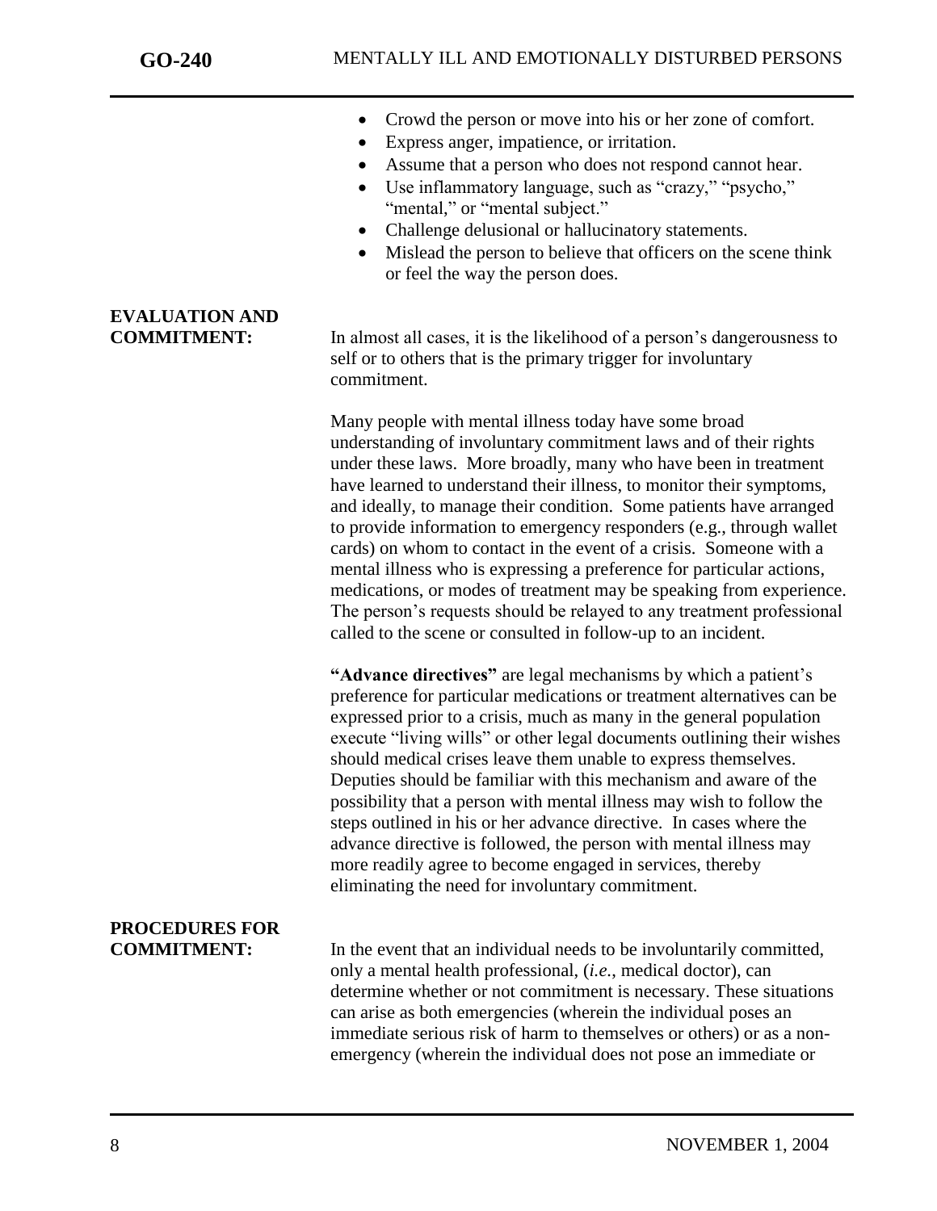- Crowd the person or move into his or her zone of comfort.
- Express anger, impatience, or irritation.
- Assume that a person who does not respond cannot hear.
- Use inflammatory language, such as "crazy," "psycho," "mental," or "mental subject."
- Challenge delusional or hallucinatory statements.
- Mislead the person to believe that officers on the scene think or feel the way the person does.

**EVALUATION AND COMMITMENT:**

In almost all cases, it is the likelihood of a person's dangerousness to self or to others that is the primary trigger for involuntary commitment.

Many people with mental illness today have some broad understanding of involuntary commitment laws and of their rights under these laws. More broadly, many who have been in treatment have learned to understand their illness, to monitor their symptoms, and ideally, to manage their condition. Some patients have arranged to provide information to emergency responders (e.g., through wallet cards) on whom to contact in the event of a crisis. Someone with a mental illness who is expressing a preference for particular actions, medications, or modes of treatment may be speaking from experience. The person's requests should be relayed to any treatment professional called to the scene or consulted in follow-up to an incident.

**"Advance directives"** are legal mechanisms by which a patient's preference for particular medications or treatment alternatives can be expressed prior to a crisis, much as many in the general population execute "living wills" or other legal documents outlining their wishes should medical crises leave them unable to express themselves. Deputies should be familiar with this mechanism and aware of the possibility that a person with mental illness may wish to follow the steps outlined in his or her advance directive. In cases where the advance directive is followed, the person with mental illness may more readily agree to become engaged in services, thereby eliminating the need for involuntary commitment.

**PROCEDURES FOR COMMITMENT:**

In the event that an individual needs to be involuntarily committed, only a mental health professional, (*i.e.*, medical doctor), can determine whether or not commitment is necessary. These situations can arise as both emergencies (wherein the individual poses an immediate serious risk of harm to themselves or others) or as a non-emergency (wherein the individual does not pose an immediate or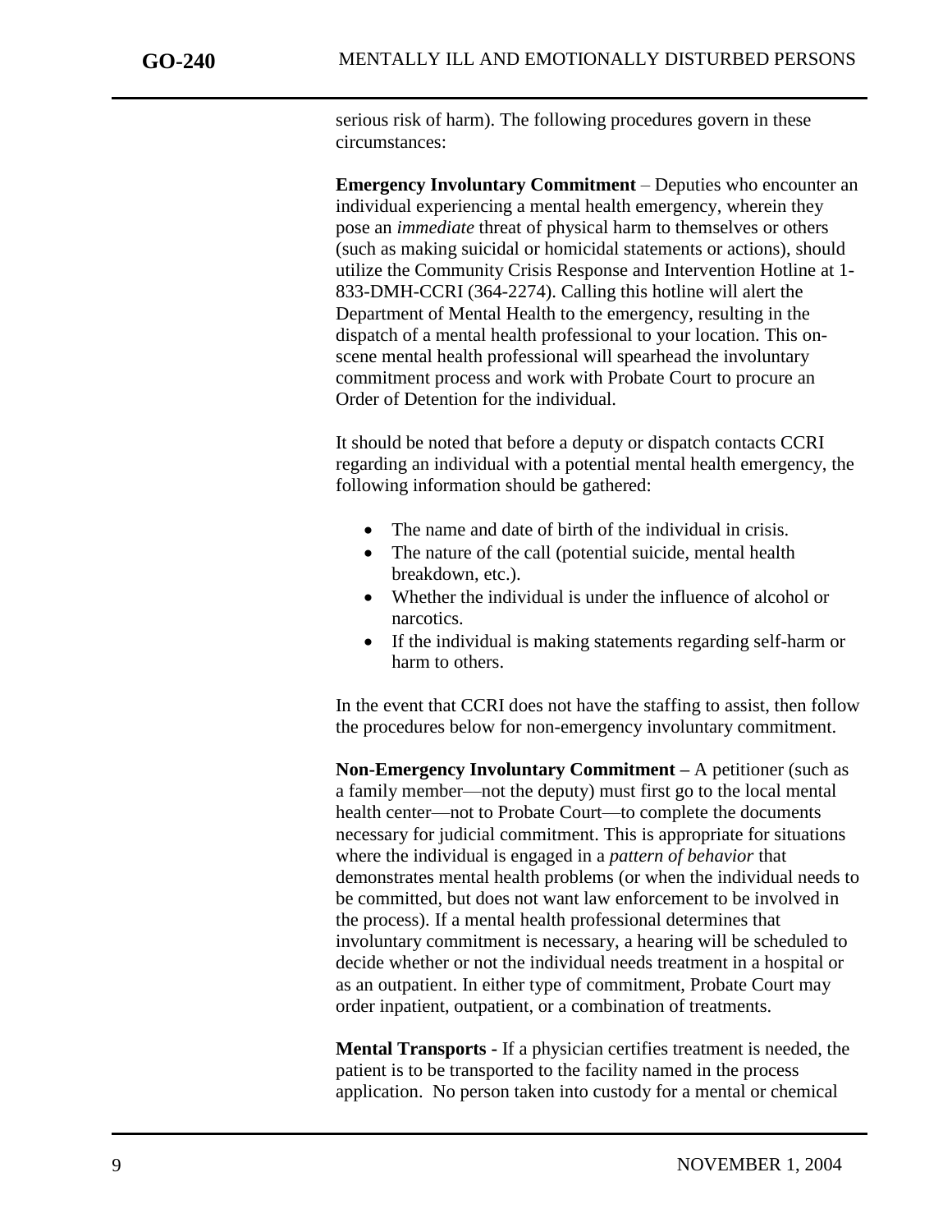serious risk of harm). The following procedures govern in these circumstances:

**Emergency Involuntary Commitment** – Deputies who encounter an individual experiencing a mental health emergency, wherein they pose an *immediate* threat of physical harm to themselves or others (such as making suicidal or homicidal statements or actions), should utilize the Community Crisis Response and Intervention Hotline at 1-833-DMH-CCRI (364-2274). Calling this hotline will alert the Department of Mental Health to the emergency, resulting in the dispatch of a mental health professional to your location. This on-scene mental health professional will spearhead the involuntary commitment process and work with Probate Court to procure an Order of Detention for the individual.

It should be noted that before a deputy or dispatch contacts CCRI regarding an individual with a potential mental health emergency, the following information should be gathered:

- The name and date of birth of the individual in crisis.
- The nature of the call (potential suicide, mental health breakdown, etc.).
- Whether the individual is under the influence of alcohol or narcotics.
- If the individual is making statements regarding self-harm or harm to others.

In the event that CCRI does not have the staffing to assist, then follow the procedures below for non-emergency involuntary commitment.

**Non-Emergency Involuntary Commitment –** A petitioner (such as a family member—not the deputy) must first go to the local mental health center—not to Probate Court—to complete the documents necessary for judicial commitment. This is appropriate for situations where the individual is engaged in a *pattern of behavior* that demonstrates mental health problems (or when the individual needs to be committed, but does not want law enforcement to be involved in the process). If a mental health professional determines that involuntary commitment is necessary, a hearing will be scheduled to decide whether or not the individual needs treatment in a hospital or as an outpatient. In either type of commitment, Probate Court may order inpatient, outpatient, or a combination of treatments.

**Mental Transports -** If a physician certifies treatment is needed, the patient is to be transported to the facility named in the process application. No person taken into custody for a mental or chemical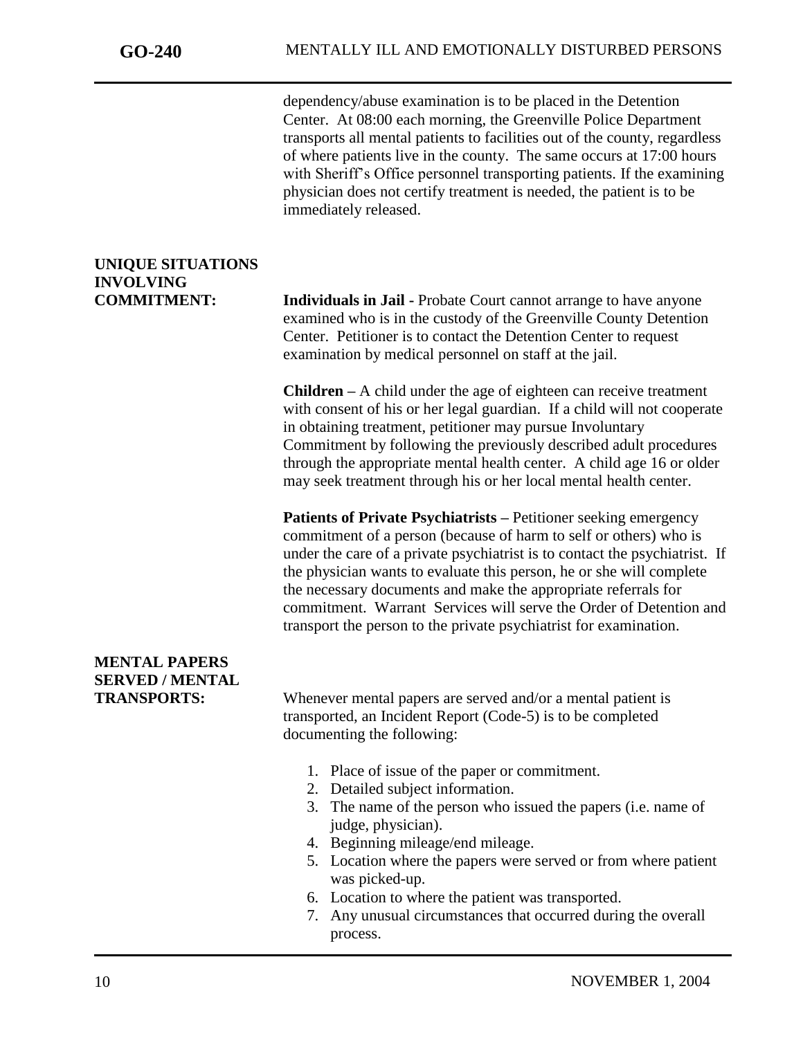dependency/abuse examination is to be placed in the Detention Center. At 08:00 each morning, the Greenville Police Department transports all mental patients to facilities out of the county, regardless of where patients live in the county. The same occurs at 17:00 hours with Sheriff's Office personnel transporting patients. If the examining physician does not certify treatment is needed, the patient is to be immediately released.

## UNIQUE SITUATIONS INVOLVING COMMITMENT:

**Individuals in Jail -** Probate Court cannot arrange to have anyone examined who is in the custody of the Greenville County Detention Center. Petitioner is to contact the Detention Center to request examination by medical personnel on staff at the jail.

**Children –** A child under the age of eighteen can receive treatment with consent of his or her legal guardian. If a child will not cooperate in obtaining treatment, petitioner may pursue Involuntary Commitment by following the previously described adult procedures through the appropriate mental health center. A child age 16 or older may seek treatment through his or her local mental health center.

**Patients of Private Psychiatrists –** Petitioner seeking emergency commitment of a person (because of harm to self or others) who is under the care of a private psychiatrist is to contact the psychiatrist. If the physician wants to evaluate this person, he or she will complete the necessary documents and make the appropriate referrals for commitment. Warrant Services will serve the Order of Detention and transport the person to the private psychiatrist for examination.

## MENTAL PAPERS SERVED / MENTAL TRANSPORTS:

Whenever mental papers are served and/or a mental patient is transported, an Incident Report (Code-5) is to be completed documenting the following:

1. Place of issue of the paper or commitment.
2. Detailed subject information.
3. The name of the person who issued the papers (i.e. name of judge, physician).
4. Beginning mileage/end mileage.
5. Location where the papers were served or from where patient was picked-up.
6. Location to where the patient was transported.
7. Any unusual circumstances that occurred during the overall process.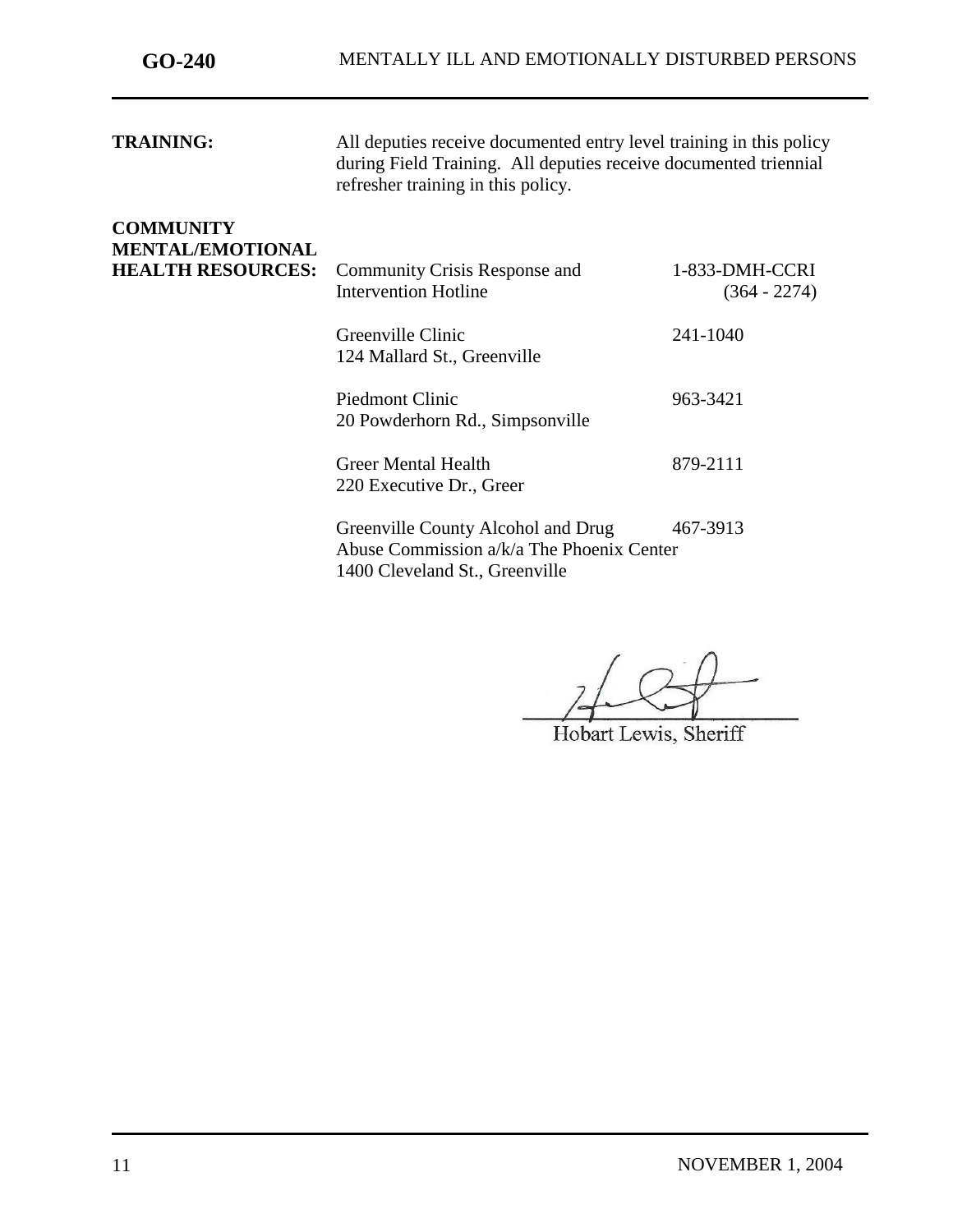**TRAINING:** All deputies receive documented entry level training in this policy during Field Training. All deputies receive documented triennial refresher training in this policy.

**COMMUNITY MENTAL/EMOTIONAL HEALTH RESOURCES:**

| | |
|---|---|
| Community Crisis Response and Intervention Hotline | 1-833-DMH-CCRI (364 - 2274) |
| Greenville Clinic<br>124 Mallard St., Greenville | 241-1040 |
| Piedmont Clinic<br>20 Powderhorn Rd., Simpsonville | 963-3421 |
| Greer Mental Health<br>220 Executive Dr., Greer | 879-2111 |
| Greenville County Alcohol and Drug Abuse Commission a/k/a The Phoenix Center<br>1400 Cleveland St., Greenville | 467-3913 |

Hobart Lewis, Sheriff